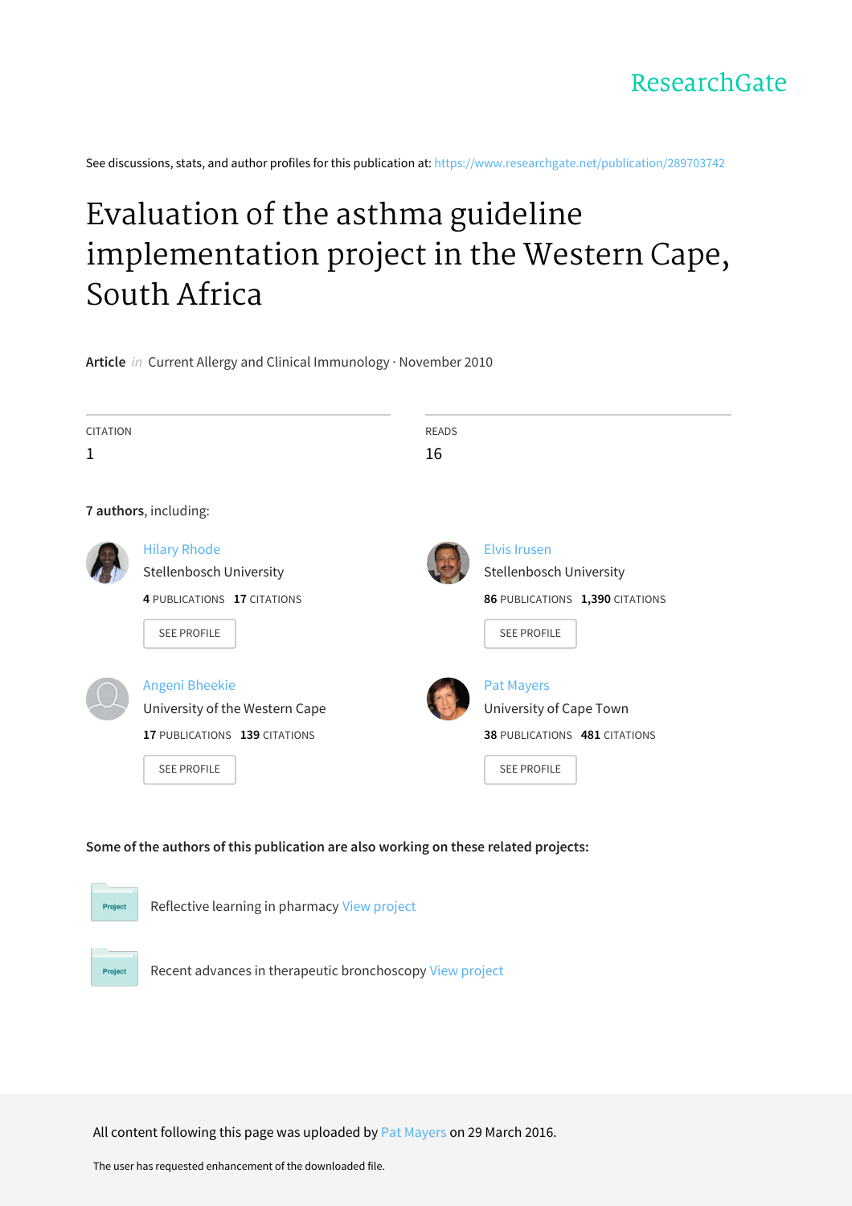ResearchGate

See discussions, stats, and author profiles for this publication at: https://www.researchgate.net/publication/289703742

# Evaluation of the asthma guideline implementation project in the Western Cape, South Africa

**Article** *in* Current Allergy and Clinical Immunology · November 2010

| CITATION | READS |
| --- | --- |
| 1 | 16 |

**7 authors**, including:

Hilary Rhode
Stellenbosch University
**4** PUBLICATIONS **17** CITATIONS
SEE PROFILE

Elvis Irusen
Stellenbosch University
**86** PUBLICATIONS **1,390** CITATIONS
SEE PROFILE

Angeni Bheekie
University of the Western Cape
**17** PUBLICATIONS **139** CITATIONS
SEE PROFILE

Pat Mayers
University of Cape Town
**38** PUBLICATIONS **481** CITATIONS
SEE PROFILE

**Some of the authors of this publication are also working on these related projects:**

Reflective learning in pharmacy View project

Recent advances in therapeutic bronchoscopy View project

All content following this page was uploaded by Pat Mayers on 29 March 2016.

The user has requested enhancement of the downloaded file.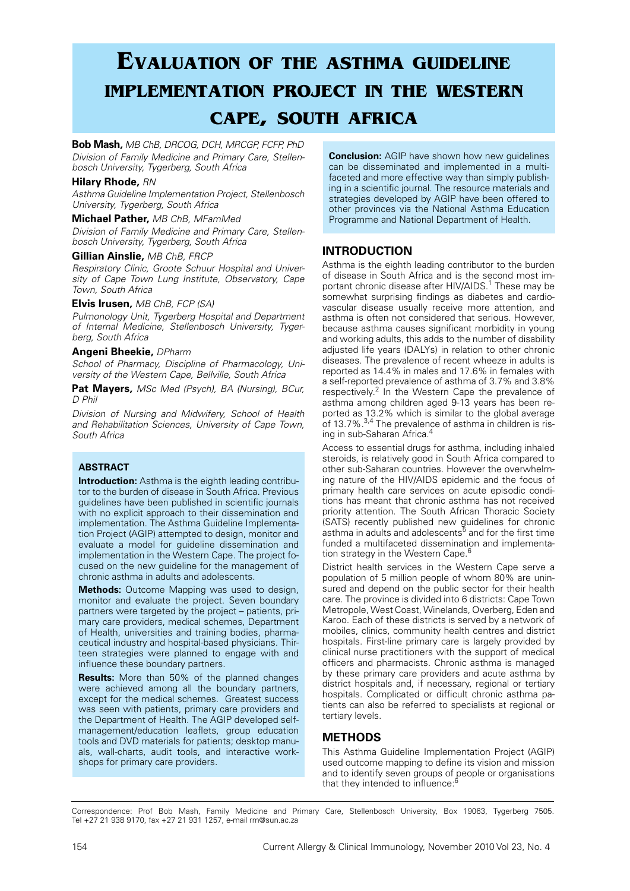# EVALUATION OF THE ASTHMA GUIDELINE IMPLEMENTATION PROJECT IN THE WESTERN CAPE, SOUTH AFRICA

**Bob Mash,** *MB ChB, DRCOG, DCH, MRCGP, FCFP, PhD*
*Division of Family Medicine and Primary Care, Stellenbosch University, Tygerberg, South Africa*

**Hilary Rhode,** *RN*
*Asthma Guideline Implementation Project, Stellenbosch University, Tygerberg, South Africa*

**Michael Pather,** *MB ChB, MFamMed*
*Division of Family Medicine and Primary Care, Stellenbosch University, Tygerberg, South Africa*

**Gillian Ainslie,** *MB ChB, FRCP*
*Respiratory Clinic, Groote Schuur Hospital and University of Cape Town Lung Institute, Observatory, Cape Town, South Africa*

**Elvis Irusen,** *MB ChB, FCP (SA)*
*Pulmonology Unit, Tygerberg Hospital and Department of Internal Medicine, Stellenbosch University, Tygerberg, South Africa*

**Angeni Bheekie,** *DPharm*
*School of Pharmacy, Discipline of Pharmacology, University of the Western Cape, Bellville, South Africa*

**Pat Mayers,** *MSc Med (Psych), BA (Nursing), BCur, D Phil*
*Division of Nursing and Midwifery, School of Health and Rehabilitation Sciences, University of Cape Town, South Africa*

## ABSTRACT

**Introduction:** Asthma is the eighth leading contributor to the burden of disease in South Africa. Previous guidelines have been published in scientific journals with no explicit approach to their dissemination and implementation. The Asthma Guideline Implementation Project (AGIP) attempted to design, monitor and evaluate a model for guideline dissemination and implementation in the Western Cape. The project focused on the new guideline for the management of chronic asthma in adults and adolescents.

**Methods:** Outcome Mapping was used to design, monitor and evaluate the project. Seven boundary partners were targeted by the project – patients, primary care providers, medical schemes, Department of Health, universities and training bodies, pharmaceutical industry and hospital-based physicians. Thirteen strategies were planned to engage with and influence these boundary partners.

**Results:** More than 50% of the planned changes were achieved among all the boundary partners, except for the medical schemes. Greatest success was seen with patients, primary care providers and the Department of Health. The AGIP developed self-management/education leaflets, group education tools and DVD materials for patients; desktop manuals, wall-charts, audit tools, and interactive workshops for primary care providers.

**Conclusion:** AGIP have shown how new guidelines can be disseminated and implemented in a multifaceted and more effective way than simply publishing in a scientific journal. The resource materials and strategies developed by AGIP have been offered to other provinces via the National Asthma Education Programme and National Department of Health.

## INTRODUCTION

Asthma is the eighth leading contributor to the burden of disease in South Africa and is the second most important chronic disease after HIV/AIDS.[1] These may be somewhat surprising findings as diabetes and cardiovascular disease usually receive more attention, and asthma is often not considered that serious. However, because asthma causes significant morbidity in young and working adults, this adds to the number of disability adjusted life years (DALYs) in relation to other chronic diseases. The prevalence of recent wheeze in adults is reported as 14.4% in males and 17.6% in females with a self-reported prevalence of asthma of 3.7% and 3.8% respectively.[2] In the Western Cape the prevalence of asthma among children aged 9-13 years has been reported as 13.2% which is similar to the global average of 13.7%.[3,4] The prevalence of asthma in children is rising in sub-Saharan Africa.[4]

Access to essential drugs for asthma, including inhaled steroids, is relatively good in South Africa compared to other sub-Saharan countries. However the overwhelming nature of the HIV/AIDS epidemic and the focus of primary health care services on acute episodic conditions has meant that chronic asthma has not received priority attention. The South African Thoracic Society (SATS) recently published new guidelines for chronic asthma in adults and adolescents[5] and for the first time funded a multifaceted dissemination and implementation strategy in the Western Cape.[6]

District health services in the Western Cape serve a population of 5 million people of whom 80% are uninsured and depend on the public sector for their health care. The province is divided into 6 districts: Cape Town Metropole, West Coast, Winelands, Overberg, Eden and Karoo. Each of these districts is served by a network of mobiles, clinics, community health centres and district hospitals. First-line primary care is largely provided by clinical nurse practitioners with the support of medical officers and pharmacists. Chronic asthma is managed by these primary care providers and acute asthma by district hospitals and, if necessary, regional or tertiary hospitals. Complicated or difficult chronic asthma patients can also be referred to specialists at regional or tertiary levels.

## METHODS

This Asthma Guideline Implementation Project (AGIP) used outcome mapping to define its vision and mission and to identify seven groups of people or organisations that they intended to influence:[6]

Correspondence: Prof Bob Mash, Family Medicine and Primary Care, Stellenbosch University, Box 19063, Tygerberg 7505. Tel +27 21 938 9170, fax +27 21 931 1257, e-mail rm@sun.ac.za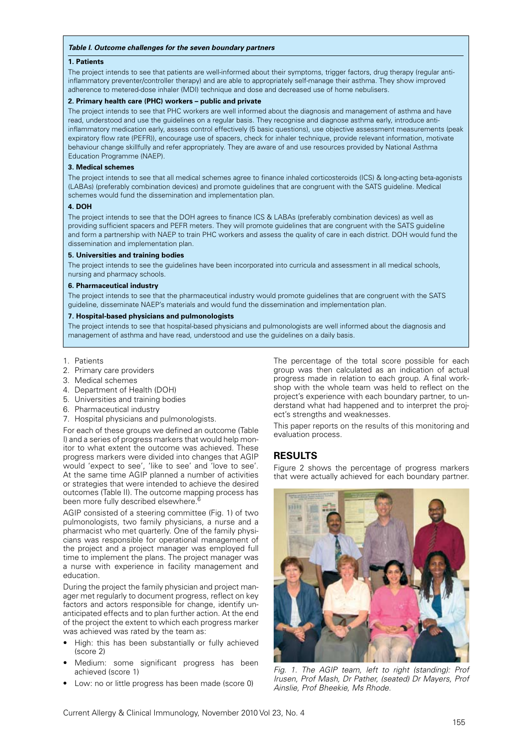***Table I. Outcome challenges for the seven boundary partners***

**1. Patients**

The project intends to see that patients are well-informed about their symptoms, trigger factors, drug therapy (regular anti-inflammatory preventer/controller therapy) and are able to appropriately self-manage their asthma. They show improved adherence to metered-dose inhaler (MDI) technique and dose and decreased use of home nebulisers.

**2. Primary health care (PHC) workers – public and private**

The project intends to see that PHC workers are well informed about the diagnosis and management of asthma and have read, understood and use the guidelines on a regular basis. They recognise and diagnose asthma early, introduce anti-inflammatory medication early, assess control effectively (5 basic questions), use objective assessment measurements (peak expiratory flow rate (PEFR)), encourage use of spacers, check for inhaler technique, provide relevant information, motivate behaviour change skillfully and refer appropriately. They are aware of and use resources provided by National Asthma Education Programme (NAEP).

**3. Medical schemes**

The project intends to see that all medical schemes agree to finance inhaled corticosteroids (ICS) & long-acting beta-agonists (LABAs) (preferably combination devices) and promote guidelines that are congruent with the SATS guideline. Medical schemes would fund the dissemination and implementation plan.

**4. DOH**

The project intends to see that the DOH agrees to finance ICS & LABAs (preferably combination devices) as well as providing sufficient spacers and PEFR meters. They will promote guidelines that are congruent with the SATS guideline and form a partnership with NAEP to train PHC workers and assess the quality of care in each district. DOH would fund the dissemination and implementation plan.

**5. Universities and training bodies**

The project intends to see the guidelines have been incorporated into curricula and assessment in all medical schools, nursing and pharmacy schools.

**6. Pharmaceutical industry**

The project intends to see that the pharmaceutical industry would promote guidelines that are congruent with the SATS guideline, disseminate NAEP's materials and would fund the dissemination and implementation plan.

**7. Hospital-based physicians and pulmonologists**

The project intends to see that hospital-based physicians and pulmonologists are well informed about the diagnosis and management of asthma and have read, understood and use the guidelines on a daily basis.

1. Patients
2. Primary care providers
3. Medical schemes
4. Department of Health (DOH)
5. Universities and training bodies
6. Pharmaceutical industry
7. Hospital physicians and pulmonologists.

For each of these groups we defined an outcome (Table I) and a series of progress markers that would help monitor to what extent the outcome was achieved. These progress markers were divided into changes that AGIP would 'expect to see', 'like to see' and 'love to see'. At the same time AGIP planned a number of activities or strategies that were intended to achieve the desired outcomes (Table II). The outcome mapping process has been more fully described elsewhere.[6]

AGIP consisted of a steering committee (Fig. 1) of two pulmonologists, two family physicians, a nurse and a pharmacist who met quarterly. One of the family physicians was responsible for operational management of the project and a project manager was employed full time to implement the plans. The project manager was a nurse with experience in facility management and education.

During the project the family physician and project manager met regularly to document progress, reflect on key factors and actors responsible for change, identify unanticipated effects and to plan further action. At the end of the project the extent to which each progress marker was achieved was rated by the team as:

- High: this has been substantially or fully achieved (score 2)
- Medium: some significant progress has been achieved (score 1)
- Low: no or little progress has been made (score 0)

The percentage of the total score possible for each group was then calculated as an indication of actual progress made in relation to each group. A final workshop with the whole team was held to reflect on the project's experience with each boundary partner, to understand what had happened and to interpret the project's strengths and weaknesses.

This paper reports on the results of this monitoring and evaluation process.

## RESULTS

Figure 2 shows the percentage of progress markers that were actually achieved for each boundary partner.

*Fig. 1. The AGIP team, left to right (standing): Prof Irusen, Prof Mash, Dr Pather, (seated) Dr Mayers, Prof Ainslie, Prof Bheekie, Ms Rhode.*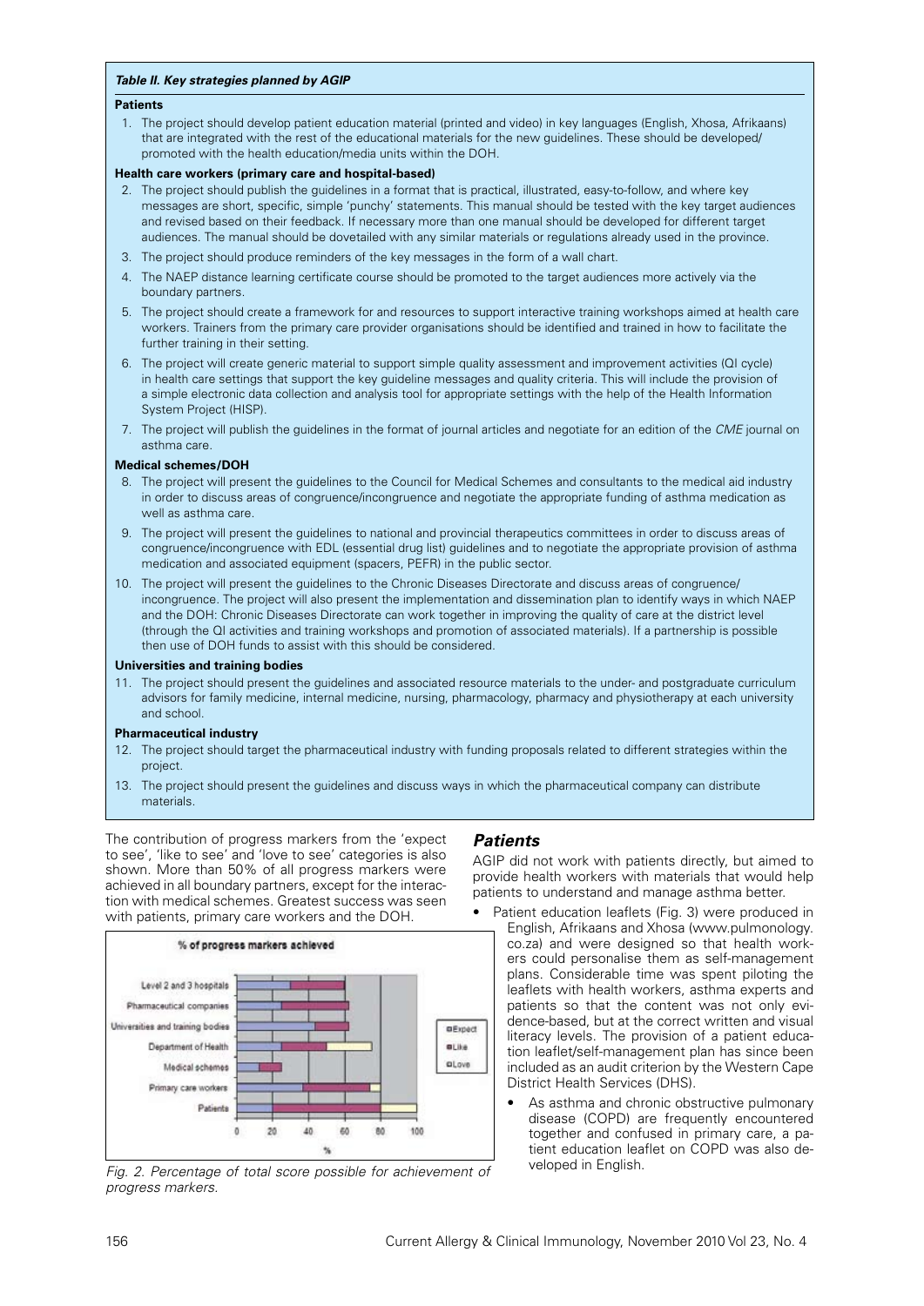**Table II. Key strategies planned by AGIP**

**Patients**

1. The project should develop patient education material (printed and video) in key languages (English, Xhosa, Afrikaans) that are integrated with the rest of the educational materials for the new guidelines. These should be developed/promoted with the health education/media units within the DOH.

**Health care workers (primary care and hospital-based)**

2. The project should publish the guidelines in a format that is practical, illustrated, easy-to-follow, and where key messages are short, specific, simple 'punchy' statements. This manual should be tested with the key target audiences and revised based on their feedback. If necessary more than one manual should be developed for different target audiences. The manual should be dovetailed with any similar materials or regulations already used in the province.
3. The project should produce reminders of the key messages in the form of a wall chart.
4. The NAEP distance learning certificate course should be promoted to the target audiences more actively via the boundary partners.
5. The project should create a framework for and resources to support interactive training workshops aimed at health care workers. Trainers from the primary care provider organisations should be identified and trained in how to facilitate the further training in their setting.
6. The project will create generic material to support simple quality assessment and improvement activities (QI cycle) in health care settings that support the key guideline messages and quality criteria. This will include the provision of a simple electronic data collection and analysis tool for appropriate settings with the help of the Health Information System Project (HISP).
7. The project will publish the guidelines in the format of journal articles and negotiate for an edition of the *CME* journal on asthma care.

**Medical schemes/DOH**

8. The project will present the guidelines to the Council for Medical Schemes and consultants to the medical aid industry in order to discuss areas of congruence/incongruence and negotiate the appropriate funding of asthma medication as well as asthma care.
9. The project will present the guidelines to national and provincial therapeutics committees in order to discuss areas of congruence/incongruence with EDL (essential drug list) guidelines and to negotiate the appropriate provision of asthma medication and associated equipment (spacers, PEFR) in the public sector.
10. The project will present the guidelines to the Chronic Diseases Directorate and discuss areas of congruence/incongruence. The project will also present the implementation and dissemination plan to identify ways in which NAEP and the DOH: Chronic Diseases Directorate can work together in improving the quality of care at the district level (through the QI activities and training workshops and promotion of associated materials). If a partnership is possible then use of DOH funds to assist with this should be considered.

**Universities and training bodies**

11. The project should present the guidelines and associated resource materials to the under- and postgraduate curriculum advisors for family medicine, internal medicine, nursing, pharmacology, pharmacy and physiotherapy at each university and school.

**Pharmaceutical industry**

12. The project should target the pharmaceutical industry with funding proposals related to different strategies within the project.
13. The project should present the guidelines and discuss ways in which the pharmaceutical company can distribute materials.

The contribution of progress markers from the 'expect to see', 'like to see' and 'love to see' categories is also shown. More than 50% of all progress markers were achieved in all boundary partners, except for the interaction with medical schemes. Greatest success was seen with patients, primary care workers and the DOH.

*Fig. 2. Percentage of total score possible for achievement of progress markers.*

### *Patients*

AGIP did not work with patients directly, but aimed to provide health workers with materials that would help patients to understand and manage asthma better.

- Patient education leaflets (Fig. 3) were produced in English, Afrikaans and Xhosa (www.pulmonology.co.za) and were designed so that health workers could personalise them as self-management plans. Considerable time was spent piloting the leaflets with health workers, asthma experts and patients so that the content was not only evidence-based, but at the correct written and visual literacy levels. The provision of a patient education leaflet/self-management plan has since been included as an audit criterion by the Western Cape District Health Services (DHS).
  - As asthma and chronic obstructive pulmonary disease (COPD) are frequently encountered together and confused in primary care, a patient education leaflet on COPD was also developed in English.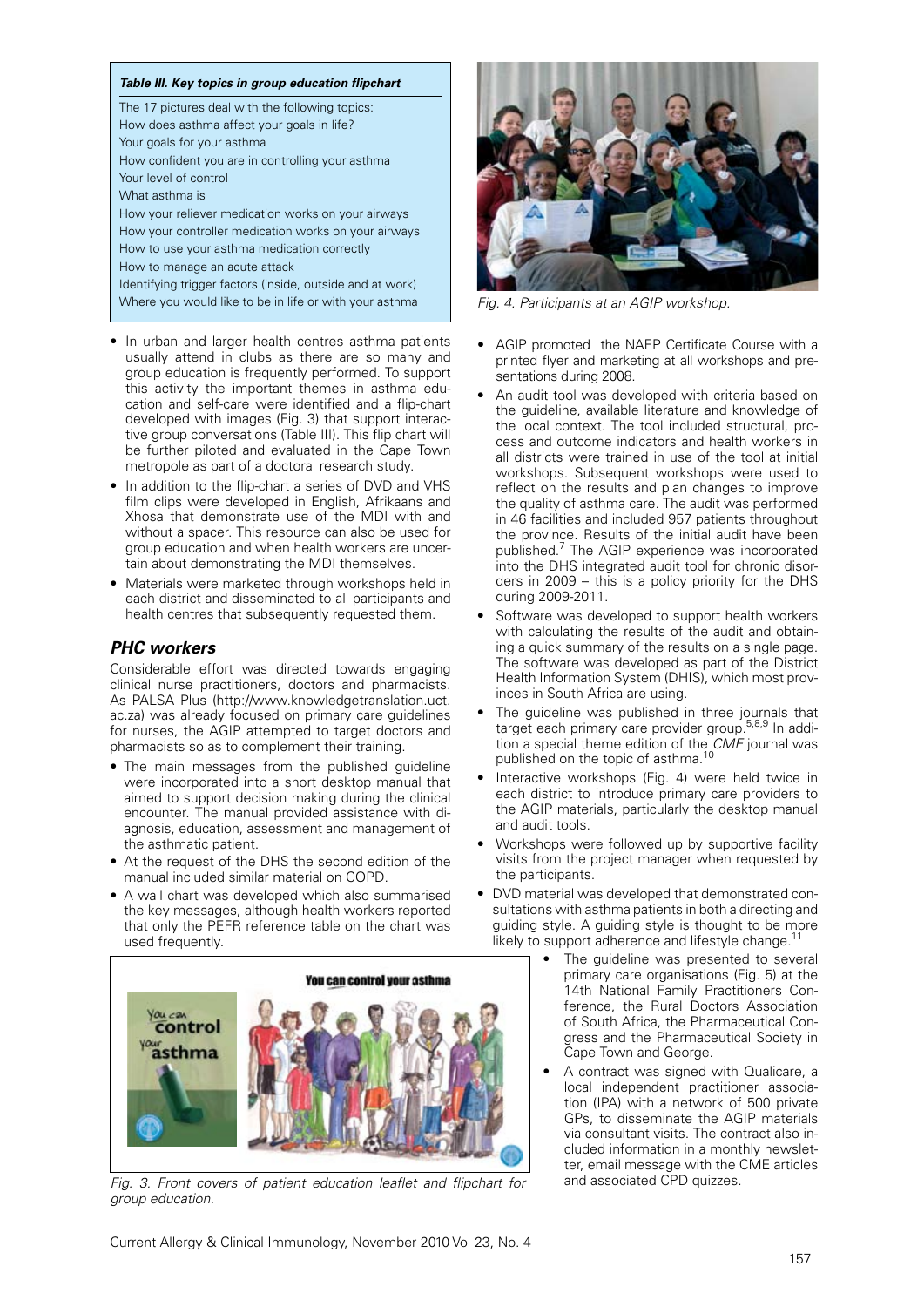**Table III. Key topics in group education flipchart**

| The 17 pictures deal with the following topics: |
|---|
| How does asthma affect your goals in life? |
| Your goals for your asthma |
| How confident you are in controlling your asthma |
| Your level of control |
| What asthma is |
| How your reliever medication works on your airways |
| How your controller medication works on your airways |
| How to use your asthma medication correctly |
| How to manage an acute attack |
| Identifying trigger factors (inside, outside and at work) |
| Where you would like to be in life or with your asthma |

- In urban and larger health centres asthma patients usually attend in clubs as there are so many and group education is frequently performed. To support this activity the important themes in asthma education and self-care were identified and a flip-chart developed with images (Fig. 3) that support interactive group conversations (Table III). This flip chart will be further piloted and evaluated in the Cape Town metropole as part of a doctoral research study.
- In addition to the flip-chart a series of DVD and VHS film clips were developed in English, Afrikaans and Xhosa that demonstrate use of the MDI with and without a spacer. This resource can also be used for group education and when health workers are uncertain about demonstrating the MDI themselves.
- Materials were marketed through workshops held in each district and disseminated to all participants and health centres that subsequently requested them.

## PHC workers

Considerable effort was directed towards engaging clinical nurse practitioners, doctors and pharmacists. As PALSA Plus (http://www.knowledgetranslation.uct.ac.za) was already focused on primary care guidelines for nurses, the AGIP attempted to target doctors and pharmacists so as to complement their training.

- The main messages from the published guideline were incorporated into a short desktop manual that aimed to support decision making during the clinical encounter. The manual provided assistance with diagnosis, education, assessment and management of the asthmatic patient.
- At the request of the DHS the second edition of the manual included similar material on COPD.
- A wall chart was developed which also summarised the key messages, although health workers reported that only the PEFR reference table on the chart was used frequently.

Fig. 3. Front covers of patient education leaflet and flipchart for group education.

Fig. 4. Participants at an AGIP workshop.

- AGIP promoted the NAEP Certificate Course with a printed flyer and marketing at all workshops and presentations during 2008.
- An audit tool was developed with criteria based on the guideline, available literature and knowledge of the local context. The tool included structural, process and outcome indicators and health workers in all districts were trained in use of the tool at initial workshops. Subsequent workshops were used to reflect on the results and plan changes to improve the quality of asthma care. The audit was performed in 46 facilities and included 957 patients throughout the province. Results of the initial audit have been published.[7] The AGIP experience was incorporated into the DHS integrated audit tool for chronic disorders in 2009 – this is a policy priority for the DHS during 2009-2011.
- Software was developed to support health workers with calculating the results of the audit and obtaining a quick summary of the results on a single page. The software was developed as part of the District Health Information System (DHIS), which most provinces in South Africa are using.
- The guideline was published in three journals that target each primary care provider group.[5,8,9] In addition a special theme edition of the *CME* journal was published on the topic of asthma.[10]
- Interactive workshops (Fig. 4) were held twice in each district to introduce primary care providers to the AGIP materials, particularly the desktop manual and audit tools.
- Workshops were followed up by supportive facility visits from the project manager when requested by the participants.
- DVD material was developed that demonstrated consultations with asthma patients in both a directing and guiding style. A guiding style is thought to be more likely to support adherence and lifestyle change.[11]
- The guideline was presented to several primary care organisations (Fig. 5) at the 14th National Family Practitioners Conference, the Rural Doctors Association of South Africa, the Pharmaceutical Congress and the Pharmaceutical Society in Cape Town and George.
- A contract was signed with Qualicare, a local independent practitioner association (IPA) with a network of 500 private GPs, to disseminate the AGIP materials via consultant visits. The contract also included information in a monthly newsletter, email message with the CME articles and associated CPD quizzes.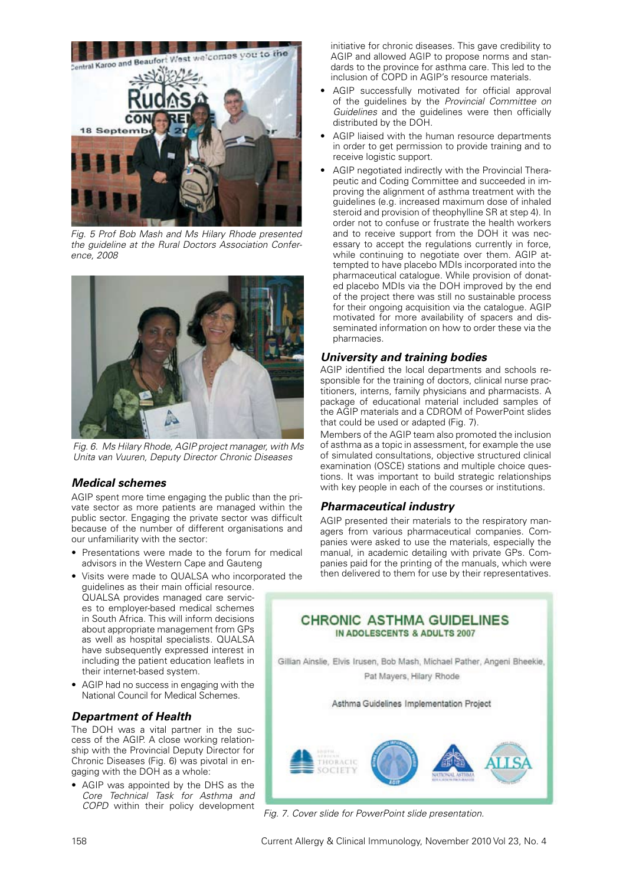Fig. 5 Prof Bob Mash and Ms Hilary Rhode presented the guideline at the Rural Doctors Association Conference, 2008

Fig. 6. Ms Hilary Rhode, AGIP project manager, with Ms Unita van Vuuren, Deputy Director Chronic Diseases

### *Medical schemes*

AGIP spent more time engaging the public than the private sector as more patients are managed within the public sector. Engaging the private sector was difficult because of the number of different organisations and our unfamiliarity with the sector:

- Presentations were made to the forum for medical advisors in the Western Cape and Gauteng
- Visits were made to QUALSA who incorporated the guidelines as their main official resource. QUALSA provides managed care services to employer-based medical schemes in South Africa. This will inform decisions about appropriate management from GPs as well as hospital specialists. QUALSA have subsequently expressed interest in including the patient education leaflets in their internet-based system.
- AGIP had no success in engaging with the National Council for Medical Schemes.

### *Department of Health*

The DOH was a vital partner in the success of the AGIP. A close working relationship with the Provincial Deputy Director for Chronic Diseases (Fig. 6) was pivotal in engaging with the DOH as a whole:

- AGIP was appointed by the DHS as the *Core Technical Task for Asthma and COPD* within their policy development initiative for chronic diseases. This gave credibility to AGIP and allowed AGIP to propose norms and standards to the province for asthma care. This led to the inclusion of COPD in AGIP's resource materials.
- AGIP successfully motivated for official approval of the guidelines by the *Provincial Committee on Guidelines* and the guidelines were then officially distributed by the DOH.
- AGIP liaised with the human resource departments in order to get permission to provide training and to receive logistic support.
- AGIP negotiated indirectly with the Provincial Therapeutic and Coding Committee and succeeded in improving the alignment of asthma treatment with the guidelines (e.g. increased maximum dose of inhaled steroid and provision of theophylline SR at step 4). In order not to confuse or frustrate the health workers and to receive support from the DOH it was necessary to accept the regulations currently in force, while continuing to negotiate over them. AGIP attempted to have placebo MDIs incorporated into the pharmaceutical catalogue. While provision of donated placebo MDIs via the DOH improved by the end of the project there was still no sustainable process for their ongoing acquisition via the catalogue. AGIP motivated for more availability of spacers and disseminated information on how to order these via the pharmacies.

### *University and training bodies*

AGIP identified the local departments and schools responsible for the training of doctors, clinical nurse practitioners, interns, family physicians and pharmacists. A package of educational material included samples of the AGIP materials and a CDROM of PowerPoint slides that could be used or adapted (Fig. 7).

Members of the AGIP team also promoted the inclusion of asthma as a topic in assessment, for example the use of simulated consultations, objective structured clinical examination (OSCE) stations and multiple choice questions. It was important to build strategic relationships with key people in each of the courses or institutions.

### *Pharmaceutical industry*

AGIP presented their materials to the respiratory managers from various pharmaceutical companies. Companies were asked to use the materials, especially the manual, in academic detailing with private GPs. Companies paid for the printing of the manuals, which were then delivered to them for use by their representatives.

Fig. 7. Cover slide for PowerPoint slide presentation.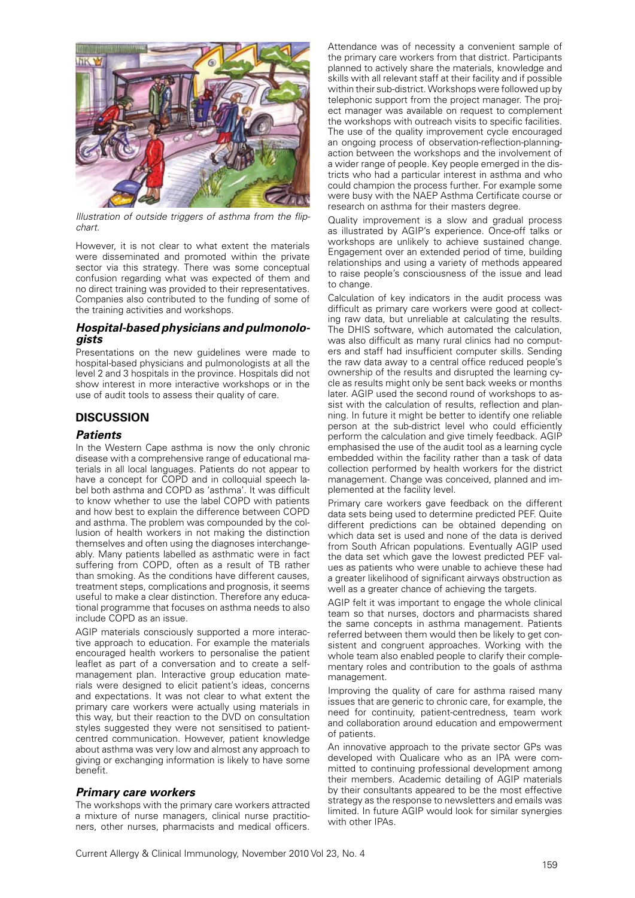*Illustration of outside triggers of asthma from the flip-chart.*

However, it is not clear to what extent the materials were disseminated and promoted within the private sector via this strategy. There was some conceptual confusion regarding what was expected of them and no direct training was provided to their representatives. Companies also contributed to the funding of some of the training activities and workshops.

### Hospital-based physicians and pulmonologists

Presentations on the new guidelines were made to hospital-based physicians and pulmonologists at all the level 2 and 3 hospitals in the province. Hospitals did not show interest in more interactive workshops or in the use of audit tools to assess their quality of care.

## DISCUSSION

### Patients

In the Western Cape asthma is now the only chronic disease with a comprehensive range of educational materials in all local languages. Patients do not appear to have a concept for COPD and in colloquial speech label both asthma and COPD as 'asthma'. It was difficult to know whether to use the label COPD with patients and how best to explain the difference between COPD and asthma. The problem was compounded by the collusion of health workers in not making the distinction themselves and often using the diagnoses interchangeably. Many patients labelled as asthmatic were in fact suffering from COPD, often as a result of TB rather than smoking. As the conditions have different causes, treatment steps, complications and prognosis, it seems useful to make a clear distinction. Therefore any educational programme that focuses on asthma needs to also include COPD as an issue.

AGIP materials consciously supported a more interactive approach to education. For example the materials encouraged health workers to personalise the patient leaflet as part of a conversation and to create a self-management plan. Interactive group education materials were designed to elicit patient's ideas, concerns and expectations. It was not clear to what extent the primary care workers were actually using materials in this way, but their reaction to the DVD on consultation styles suggested they were not sensitised to patient-centred communication. However, patient knowledge about asthma was very low and almost any approach to giving or exchanging information is likely to have some benefit.

### Primary care workers

The workshops with the primary care workers attracted a mixture of nurse managers, clinical nurse practitioners, other nurses, pharmacists and medical officers. Attendance was of necessity a convenient sample of the primary care workers from that district. Participants planned to actively share the materials, knowledge and skills with all relevant staff at their facility and if possible within their sub-district. Workshops were followed up by telephonic support from the project manager. The project manager was available on request to complement the workshops with outreach visits to specific facilities. The use of the quality improvement cycle encouraged an ongoing process of observation-reflection-planning-action between the workshops and the involvement of a wider range of people. Key people emerged in the districts who had a particular interest in asthma and who could champion the process further. For example some were busy with the NAEP Asthma Certificate course or research on asthma for their masters degree.

Quality improvement is a slow and gradual process as illustrated by AGIP's experience. Once-off talks or workshops are unlikely to achieve sustained change. Engagement over an extended period of time, building relationships and using a variety of methods appeared to raise people's consciousness of the issue and lead to change.

Calculation of key indicators in the audit process was difficult as primary care workers were good at collecting raw data, but unreliable at calculating the results. The DHIS software, which automated the calculation, was also difficult as many rural clinics had no computers and staff had insufficient computer skills. Sending the raw data away to a central office reduced people's ownership of the results and disrupted the learning cycle as results might only be sent back weeks or months later. AGIP used the second round of workshops to assist with the calculation of results, reflection and planning. In future it might be better to identify one reliable person at the sub-district level who could efficiently perform the calculation and give timely feedback. AGIP emphasised the use of the audit tool as a learning cycle embedded within the facility rather than a task of data collection performed by health workers for the district management. Change was conceived, planned and implemented at the facility level.

Primary care workers gave feedback on the different data sets being used to determine predicted PEF. Quite different predictions can be obtained depending on which data set is used and none of the data is derived from South African populations. Eventually AGIP used the data set which gave the lowest predicted PEF values as patients who were unable to achieve these had a greater likelihood of significant airways obstruction as well as a greater chance of achieving the targets.

AGIP felt it was important to engage the whole clinical team so that nurses, doctors and pharmacists shared the same concepts in asthma management. Patients referred between them would then be likely to get consistent and congruent approaches. Working with the whole team also enabled people to clarify their complementary roles and contribution to the goals of asthma management.

Improving the quality of care for asthma raised many issues that are generic to chronic care, for example, the need for continuity, patient-centredness, team work and collaboration around education and empowerment of patients.

An innovative approach to the private sector GPs was developed with Qualicare who as an IPA were committed to continuing professional development among their members. Academic detailing of AGIP materials by their consultants appeared to be the most effective strategy as the response to newsletters and emails was limited. In future AGIP would look for similar synergies with other IPAs.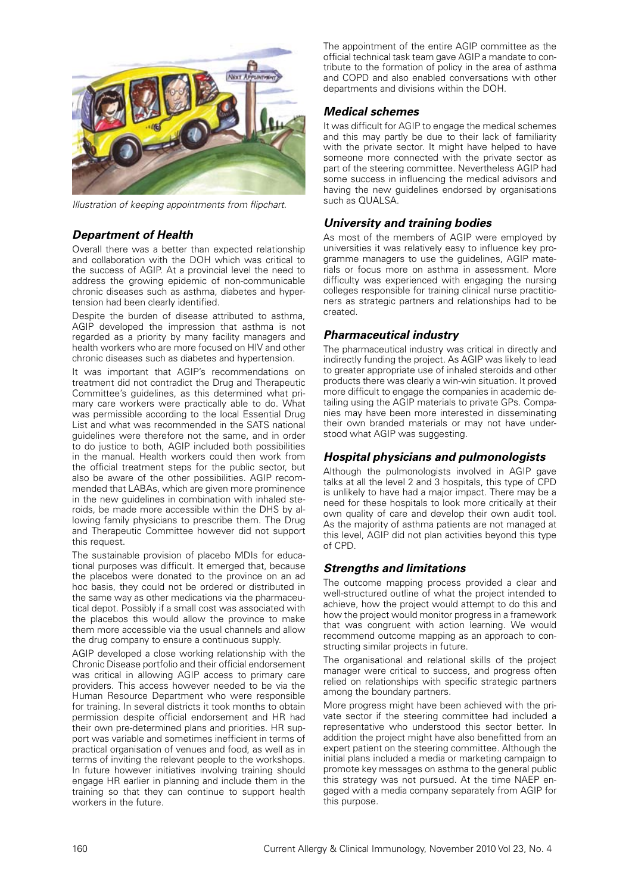Illustration of keeping appointments from flipchart.

### Department of Health

Overall there was a better than expected relationship and collaboration with the DOH which was critical to the success of AGIP. At a provincial level the need to address the growing epidemic of non-communicable chronic diseases such as asthma, diabetes and hypertension had been clearly identified.

Despite the burden of disease attributed to asthma, AGIP developed the impression that asthma is not regarded as a priority by many facility managers and health workers who are more focused on HIV and other chronic diseases such as diabetes and hypertension.

It was important that AGIP's recommendations on treatment did not contradict the Drug and Therapeutic Committee's guidelines, as this determined what primary care workers were practically able to do. What was permissible according to the local Essential Drug List and what was recommended in the SATS national guidelines were therefore not the same, and in order to do justice to both, AGIP included both possibilities in the manual. Health workers could then work from the official treatment steps for the public sector, but also be aware of the other possibilities. AGIP recommended that LABAs, which are given more prominence in the new guidelines in combination with inhaled steroids, be made more accessible within the DHS by allowing family physicians to prescribe them. The Drug and Therapeutic Committee however did not support this request.

The sustainable provision of placebo MDIs for educational purposes was difficult. It emerged that, because the placebos were donated to the province on an ad hoc basis, they could not be ordered or distributed in the same way as other medications via the pharmaceutical depot. Possibly if a small cost was associated with the placebos this would allow the province to make them more accessible via the usual channels and allow the drug company to ensure a continuous supply.

AGIP developed a close working relationship with the Chronic Disease portfolio and their official endorsement was critical in allowing AGIP access to primary care providers. This access however needed to be via the Human Resource Department who were responsible for training. In several districts it took months to obtain permission despite official endorsement and HR had their own pre-determined plans and priorities. HR support was variable and sometimes inefficient in terms of practical organisation of venues and food, as well as in terms of inviting the relevant people to the workshops. In future however initiatives involving training should engage HR earlier in planning and include them in the training so that they can continue to support health workers in the future.

The appointment of the entire AGIP committee as the official technical task team gave AGIP a mandate to contribute to the formation of policy in the area of asthma and COPD and also enabled conversations with other departments and divisions within the DOH.

### Medical schemes

It was difficult for AGIP to engage the medical schemes and this may partly be due to their lack of familiarity with the private sector. It might have helped to have someone more connected with the private sector as part of the steering committee. Nevertheless AGIP had some success in influencing the medical advisors and having the new guidelines endorsed by organisations such as QUALSA.

### University and training bodies

As most of the members of AGIP were employed by universities it was relatively easy to influence key programme managers to use the guidelines, AGIP materials or focus more on asthma in assessment. More difficulty was experienced with engaging the nursing colleges responsible for training clinical nurse practitioners as strategic partners and relationships had to be created.

### Pharmaceutical industry

The pharmaceutical industry was critical in directly and indirectly funding the project. As AGIP was likely to lead to greater appropriate use of inhaled steroids and other products there was clearly a win-win situation. It proved more difficult to engage the companies in academic detailing using the AGIP materials to private GPs. Companies may have been more interested in disseminating their own branded materials or may not have understood what AGIP was suggesting.

### Hospital physicians and pulmonologists

Although the pulmonologists involved in AGIP gave talks at all the level 2 and 3 hospitals, this type of CPD is unlikely to have had a major impact. There may be a need for these hospitals to look more critically at their own quality of care and develop their own audit tool. As the majority of asthma patients are not managed at this level, AGIP did not plan activities beyond this type of CPD.

### Strengths and limitations

The outcome mapping process provided a clear and well-structured outline of what the project intended to achieve, how the project would attempt to do this and how the project would monitor progress in a framework that was congruent with action learning. We would recommend outcome mapping as an approach to constructing similar projects in future.

The organisational and relational skills of the project manager were critical to success, and progress often relied on relationships with specific strategic partners among the boundary partners.

More progress might have been achieved with the private sector if the steering committee had included a representative who understood this sector better. In addition the project might have also benefitted from an expert patient on the steering committee. Although the initial plans included a media or marketing campaign to promote key messages on asthma to the general public this strategy was not pursued. At the time NAEP engaged with a media company separately from AGIP for this purpose.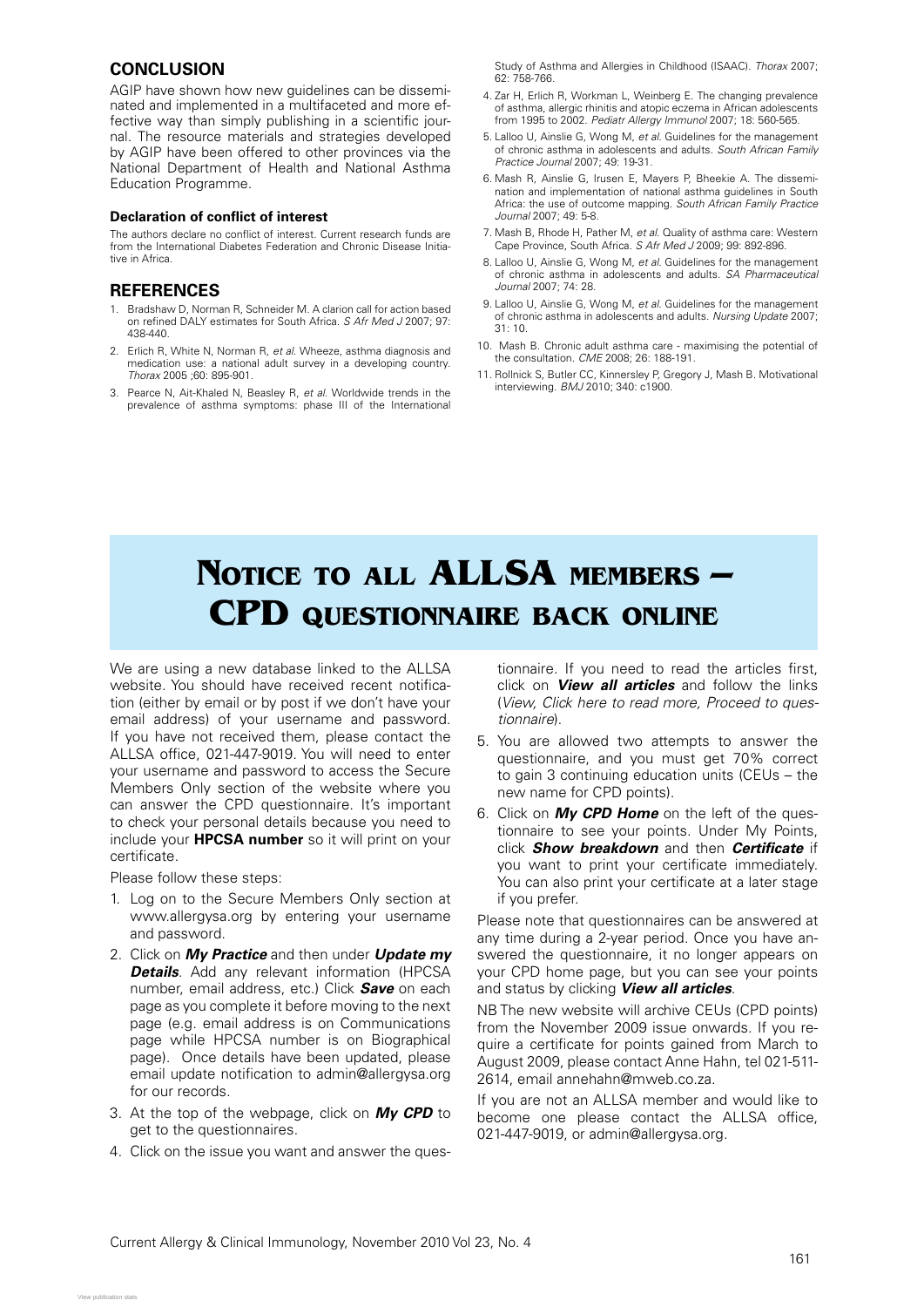## CONCLUSION

AGIP have shown how new guidelines can be disseminated and implemented in a multifaceted and more effective way than simply publishing in a scientific journal. The resource materials and strategies developed by AGIP have been offered to other provinces via the National Department of Health and National Asthma Education Programme.

#### Declaration of conflict of interest

The authors declare no conflict of interest. Current research funds are from the International Diabetes Federation and Chronic Disease Initiative in Africa.

## REFERENCES

1. Bradshaw D, Norman R, Schneider M. A clarion call for action based on refined DALY estimates for South Africa. *S Afr Med J* 2007; 97: 438-440.
2. Erlich R, White N, Norman R, *et al.* Wheeze, asthma diagnosis and medication use: a national adult survey in a developing country. *Thorax* 2005 ;60: 895-901.
3. Pearce N, Ait-Khaled N, Beasley R, *et al.* Worldwide trends in the prevalence of asthma symptoms: phase III of the International Study of Asthma and Allergies in Childhood (ISAAC). *Thorax* 2007; 62: 758-766.
4. Zar H, Erlich R, Workman L, Weinberg E. The changing prevalence of asthma, allergic rhinitis and atopic eczema in African adolescents from 1995 to 2002. *Pediatr Allergy Immunol* 2007; 18: 560-565.
5. Lalloo U, Ainslie G, Wong M, *et al.* Guidelines for the management of chronic asthma in adolescents and adults. *South African Family Practice Journal* 2007; 49: 19-31.
6. Mash R, Ainslie G, Irusen E, Mayers P, Bheekie A. The dissemination and implementation of national asthma guidelines in South Africa: the use of outcome mapping. *South African Family Practice Journal* 2007; 49: 5-8.
7. Mash B, Rhode H, Pather M, *et al.* Quality of asthma care: Western Cape Province, South Africa. *S Afr Med J* 2009; 99: 892-896.
8. Lalloo U, Ainslie G, Wong M, *et al.* Guidelines for the management of chronic asthma in adolescents and adults. *SA Pharmaceutical Journal* 2007; 74: 28.
9. Lalloo U, Ainslie G, Wong M, *et al.* Guidelines for the management of chronic asthma in adolescents and adults. *Nursing Update* 2007; 31: 10.
10. Mash B. Chronic adult asthma care - maximising the potential of the consultation. *CME* 2008; 26: 188-191.
11. Rollnick S, Butler CC, Kinnersley P, Gregory J, Mash B. Motivational interviewing. *BMJ* 2010; 340: c1900.

# NOTICE TO ALL ALLSA MEMBERS – CPD QUESTIONNAIRE BACK ONLINE

We are using a new database linked to the ALLSA website. You should have received recent notification (either by email or by post if we don't have your email address) of your username and password. If you have not received them, please contact the ALLSA office, 021-447-9019. You will need to enter your username and password to access the Secure Members Only section of the website where you can answer the CPD questionnaire. It's important to check your personal details because you need to include your **HPCSA number** so it will print on your certificate.

Please follow these steps:

1. Log on to the Secure Members Only section at www.allergysa.org by entering your username and password.
2. Click on ***My Practice*** and then under ***Update my Details***. Add any relevant information (HPCSA number, email address, etc.) Click ***Save*** on each page as you complete it before moving to the next page (e.g. email address is on Communications page while HPCSA number is on Biographical page). Once details have been updated, please email update notification to admin@allergysa.org for our records.
3. At the top of the webpage, click on ***My CPD*** to get to the questionnaires.
4. Click on the issue you want and answer the questionnaire. If you need to read the articles first, click on ***View all articles*** and follow the links (*View, Click here to read more, Proceed to questionnaire*).
5. You are allowed two attempts to answer the questionnaire, and you must get 70% correct to gain 3 continuing education units (CEUs – the new name for CPD points).
6. Click on ***My CPD Home*** on the left of the questionnaire to see your points. Under My Points, click ***Show breakdown*** and then ***Certificate*** if you want to print your certificate immediately. You can also print your certificate at a later stage if you prefer.

Please note that questionnaires can be answered at any time during a 2-year period. Once you have answered the questionnaire, it no longer appears on your CPD home page, but you can see your points and status by clicking ***View all articles***.

NB The new website will archive CEUs (CPD points) from the November 2009 issue onwards. If you require a certificate for points gained from March to August 2009, please contact Anne Hahn, tel 021-511-2614, email annehahn@mweb.co.za.

If you are not an ALLSA member and would like to become one please contact the ALLSA office, 021-447-9019, or admin@allergysa.org.